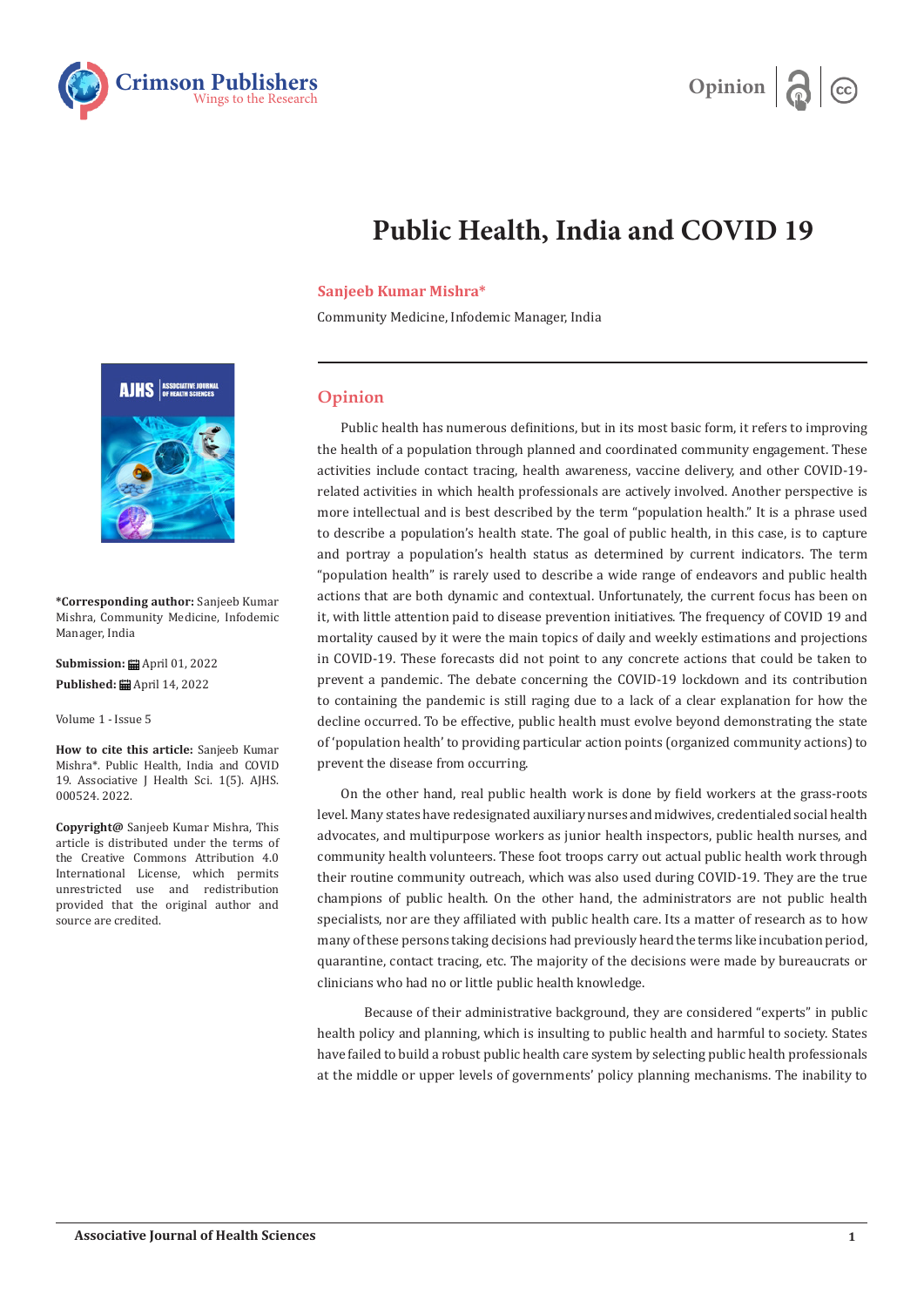# Public Health, India and COVID 19

**Sanjeeb Kumar Mishra***

Community Medicine, Infodemic Manager, India

**\*Corresponding author:** Sanjeeb Kumar Mishra, Community Medicine, Infodemic Manager, India

**Submission:** April 01, 2022

**Published:** April 14, 2022

Volume 1 - Issue 5

**How to cite this article:** Sanjeeb Kumar Mishra*. Public Health, India and COVID 19. Associative J Health Sci. 1(5). AJHS. 000524. 2022.

**Copyright@** Sanjeeb Kumar Mishra, This article is distributed under the terms of the Creative Commons Attribution 4.0 International License, which permits unrestricted use and redistribution provided that the original author and source are credited.

## Opinion

Public health has numerous definitions, but in its most basic form, it refers to improving the health of a population through planned and coordinated community engagement. These activities include contact tracing, health awareness, vaccine delivery, and other COVID-19-related activities in which health professionals are actively involved. Another perspective is more intellectual and is best described by the term "population health." It is a phrase used to describe a population's health state. The goal of public health, in this case, is to capture and portray a population's health status as determined by current indicators. The term "population health" is rarely used to describe a wide range of endeavors and public health actions that are both dynamic and contextual. Unfortunately, the current focus has been on it, with little attention paid to disease prevention initiatives. The frequency of COVID 19 and mortality caused by it were the main topics of daily and weekly estimations and projections in COVID-19. These forecasts did not point to any concrete actions that could be taken to prevent a pandemic. The debate concerning the COVID-19 lockdown and its contribution to containing the pandemic is still raging due to a lack of a clear explanation for how the decline occurred. To be effective, public health must evolve beyond demonstrating the state of 'population health' to providing particular action points (organized community actions) to prevent the disease from occurring.

On the other hand, real public health work is done by field workers at the grass-roots level. Many states have redesignated auxiliary nurses and midwives, credentialed social health advocates, and multipurpose workers as junior health inspectors, public health nurses, and community health volunteers. These foot troops carry out actual public health work through their routine community outreach, which was also used during COVID-19. They are the true champions of public health. On the other hand, the administrators are not public health specialists, nor are they affiliated with public health care. Its a matter of research as to how many of these persons taking decisions had previously heard the terms like incubation period, quarantine, contact tracing, etc. The majority of the decisions were made by bureaucrats or clinicians who had no or little public health knowledge.

Because of their administrative background, they are considered "experts" in public health policy and planning, which is insulting to public health and harmful to society. States have failed to build a robust public health care system by selecting public health professionals at the middle or upper levels of governments' policy planning mechanisms. The inability to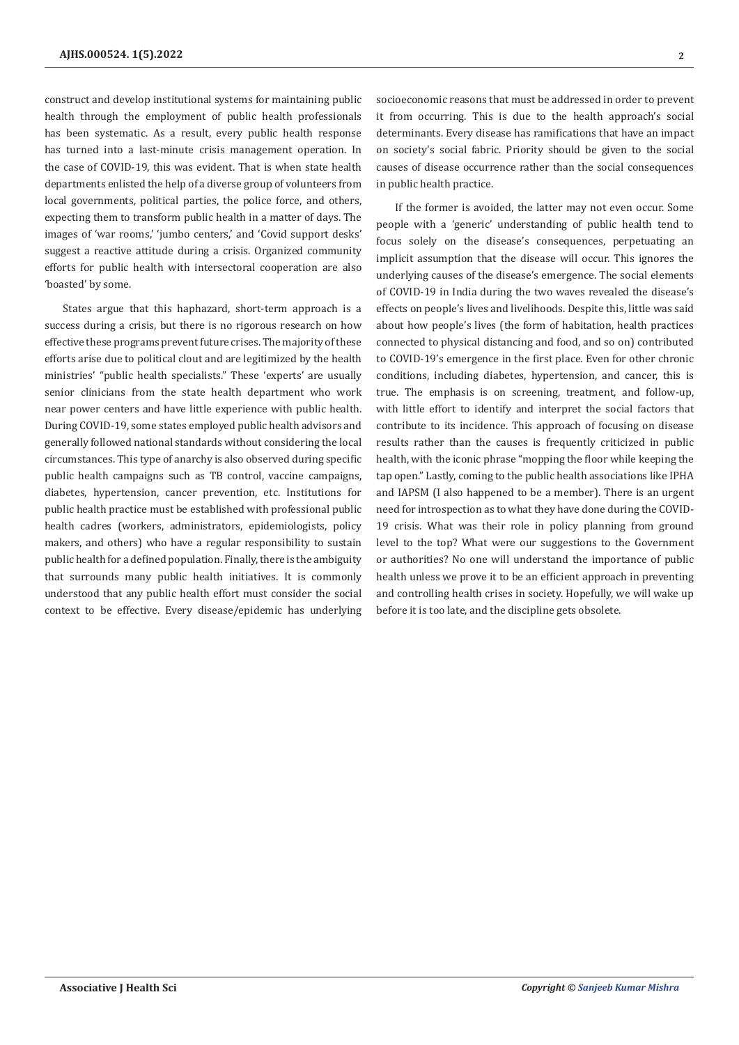construct and develop institutional systems for maintaining public health through the employment of public health professionals has been systematic. As a result, every public health response has turned into a last-minute crisis management operation. In the case of COVID-19, this was evident. That is when state health departments enlisted the help of a diverse group of volunteers from local governments, political parties, the police force, and others, expecting them to transform public health in a matter of days. The images of 'war rooms,' 'jumbo centers,' and 'Covid support desks' suggest a reactive attitude during a crisis. Organized community efforts for public health with intersectoral cooperation are also 'boasted' by some.

States argue that this haphazard, short-term approach is a success during a crisis, but there is no rigorous research on how effective these programs prevent future crises. The majority of these efforts arise due to political clout and are legitimized by the health ministries' "public health specialists." These 'experts' are usually senior clinicians from the state health department who work near power centers and have little experience with public health. During COVID-19, some states employed public health advisors and generally followed national standards without considering the local circumstances. This type of anarchy is also observed during specific public health campaigns such as TB control, vaccine campaigns, diabetes, hypertension, cancer prevention, etc. Institutions for public health practice must be established with professional public health cadres (workers, administrators, epidemiologists, policy makers, and others) who have a regular responsibility to sustain public health for a defined population. Finally, there is the ambiguity that surrounds many public health initiatives. It is commonly understood that any public health effort must consider the social context to be effective. Every disease/epidemic has underlying socioeconomic reasons that must be addressed in order to prevent it from occurring. This is due to the health approach's social determinants. Every disease has ramifications that have an impact on society's social fabric. Priority should be given to the social causes of disease occurrence rather than the social consequences in public health practice.

If the former is avoided, the latter may not even occur. Some people with a 'generic' understanding of public health tend to focus solely on the disease's consequences, perpetuating an implicit assumption that the disease will occur. This ignores the underlying causes of the disease's emergence. The social elements of COVID-19 in India during the two waves revealed the disease's effects on people's lives and livelihoods. Despite this, little was said about how people's lives (the form of habitation, health practices connected to physical distancing and food, and so on) contributed to COVID-19's emergence in the first place. Even for other chronic conditions, including diabetes, hypertension, and cancer, this is true. The emphasis is on screening, treatment, and follow-up, with little effort to identify and interpret the social factors that contribute to its incidence. This approach of focusing on disease results rather than the causes is frequently criticized in public health, with the iconic phrase "mopping the floor while keeping the tap open." Lastly, coming to the public health associations like IPHA and IAPSM (I also happened to be a member). There is an urgent need for introspection as to what they have done during the COVID-19 crisis. What was their role in policy planning from ground level to the top? What were our suggestions to the Government or authorities? No one will understand the importance of public health unless we prove it to be an efficient approach in preventing and controlling health crises in society. Hopefully, we will wake up before it is too late, and the discipline gets obsolete.